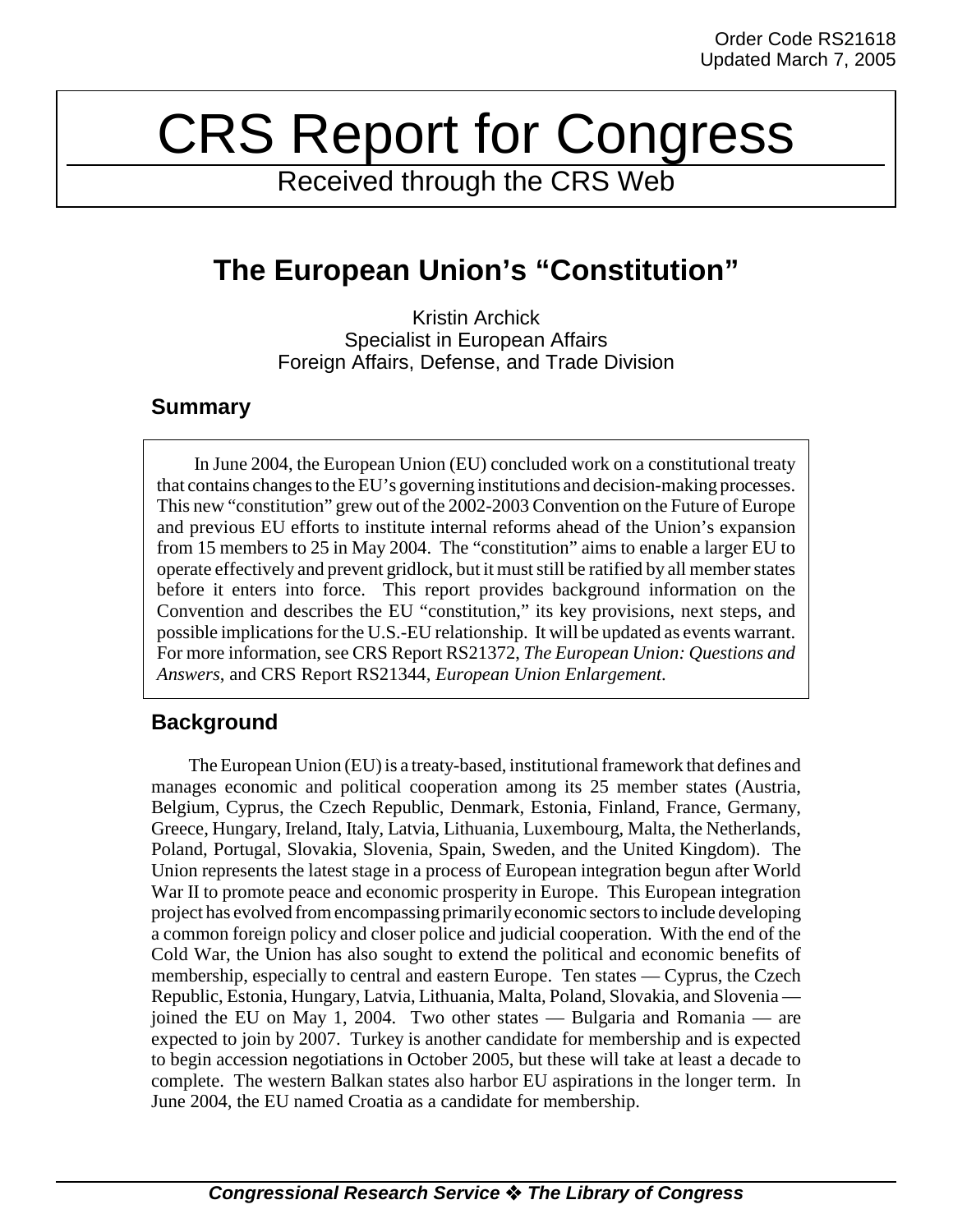Order Code RS21618
Updated March 7, 2005

# CRS Report for Congress

Received through the CRS Web

## The European Union's "Constitution"

Kristin Archick
Specialist in European Affairs
Foreign Affairs, Defense, and Trade Division

### Summary

In June 2004, the European Union (EU) concluded work on a constitutional treaty that contains changes to the EU's governing institutions and decision-making processes. This new "constitution" grew out of the 2002-2003 Convention on the Future of Europe and previous EU efforts to institute internal reforms ahead of the Union's expansion from 15 members to 25 in May 2004. The "constitution" aims to enable a larger EU to operate effectively and prevent gridlock, but it must still be ratified by all member states before it enters into force. This report provides background information on the Convention and describes the EU "constitution," its key provisions, next steps, and possible implications for the U.S.-EU relationship. It will be updated as events warrant. For more information, see CRS Report RS21372, *The European Union: Questions and Answers*, and CRS Report RS21344, *European Union Enlargement*.

### Background

The European Union (EU) is a treaty-based, institutional framework that defines and manages economic and political cooperation among its 25 member states (Austria, Belgium, Cyprus, the Czech Republic, Denmark, Estonia, Finland, France, Germany, Greece, Hungary, Ireland, Italy, Latvia, Lithuania, Luxembourg, Malta, the Netherlands, Poland, Portugal, Slovakia, Slovenia, Spain, Sweden, and the United Kingdom). The Union represents the latest stage in a process of European integration begun after World War II to promote peace and economic prosperity in Europe. This European integration project has evolved from encompassing primarily economic sectors to include developing a common foreign policy and closer police and judicial cooperation. With the end of the Cold War, the Union has also sought to extend the political and economic benefits of membership, especially to central and eastern Europe. Ten states — Cyprus, the Czech Republic, Estonia, Hungary, Latvia, Lithuania, Malta, Poland, Slovakia, and Slovenia — joined the EU on May 1, 2004. Two other states — Bulgaria and Romania — are expected to join by 2007. Turkey is another candidate for membership and is expected to begin accession negotiations in October 2005, but these will take at least a decade to complete. The western Balkan states also harbor EU aspirations in the longer term. In June 2004, the EU named Croatia as a candidate for membership.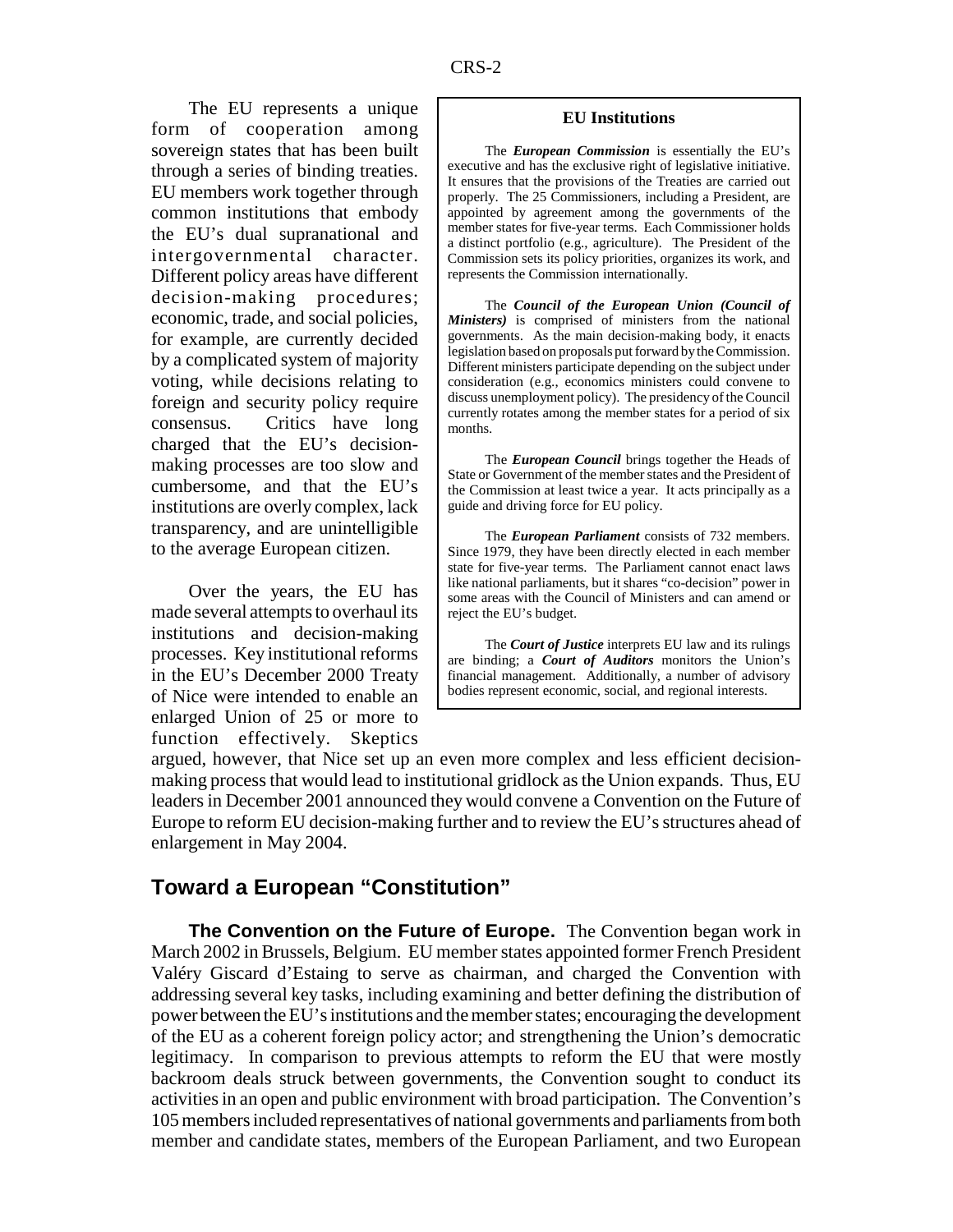The EU represents a unique form of cooperation among sovereign states that has been built through a series of binding treaties. EU members work together through common institutions that embody the EU's dual supranational and intergovernmental character. Different policy areas have different decision-making procedures; economic, trade, and social policies, for example, are currently decided by a complicated system of majority voting, while decisions relating to foreign and security policy require consensus. Critics have long charged that the EU's decision-making processes are too slow and cumbersome, and that the EU's institutions are overly complex, lack transparency, and are unintelligible to the average European citizen.

Over the years, the EU has made several attempts to overhaul its institutions and decision-making processes. Key institutional reforms in the EU's December 2000 Treaty of Nice were intended to enable an enlarged Union of 25 or more to function effectively. Skeptics argued, however, that Nice set up an even more complex and less efficient decision-making process that would lead to institutional gridlock as the Union expands. Thus, EU leaders in December 2001 announced they would convene a Convention on the Future of Europe to reform EU decision-making further and to review the EU's structures ahead of enlargement in May 2004.

> **EU Institutions**
>
> The ***European Commission*** is essentially the EU's executive and has the exclusive right of legislative initiative. It ensures that the provisions of the Treaties are carried out properly. The 25 Commissioners, including a President, are appointed by agreement among the governments of the member states for five-year terms. Each Commissioner holds a distinct portfolio (e.g., agriculture). The President of the Commission sets its policy priorities, organizes its work, and represents the Commission internationally.
>
> The ***Council of the European Union (Council of Ministers)*** is comprised of ministers from the national governments. As the main decision-making body, it enacts legislation based on proposals put forward by the Commission. Different ministers participate depending on the subject under consideration (e.g., economics ministers could convene to discuss unemployment policy). The presidency of the Council currently rotates among the member states for a period of six months.
>
> The ***European Council*** brings together the Heads of State or Government of the member states and the President of the Commission at least twice a year. It acts principally as a guide and driving force for EU policy.
>
> The ***European Parliament*** consists of 732 members. Since 1979, they have been directly elected in each member state for five-year terms. The Parliament cannot enact laws like national parliaments, but it shares "co-decision" power in some areas with the Council of Ministers and can amend or reject the EU's budget.
>
> The ***Court of Justice*** interprets EU law and its rulings are binding; a ***Court of Auditors*** monitors the Union's financial management. Additionally, a number of advisory bodies represent economic, social, and regional interests.

## Toward a European "Constitution"

**The Convention on the Future of Europe.** The Convention began work in March 2002 in Brussels, Belgium. EU member states appointed former French President Valéry Giscard d'Estaing to serve as chairman, and charged the Convention with addressing several key tasks, including examining and better defining the distribution of power between the EU's institutions and the member states; encouraging the development of the EU as a coherent foreign policy actor; and strengthening the Union's democratic legitimacy. In comparison to previous attempts to reform the EU that were mostly backroom deals struck between governments, the Convention sought to conduct its activities in an open and public environment with broad participation. The Convention's 105 members included representatives of national governments and parliaments from both member and candidate states, members of the European Parliament, and two European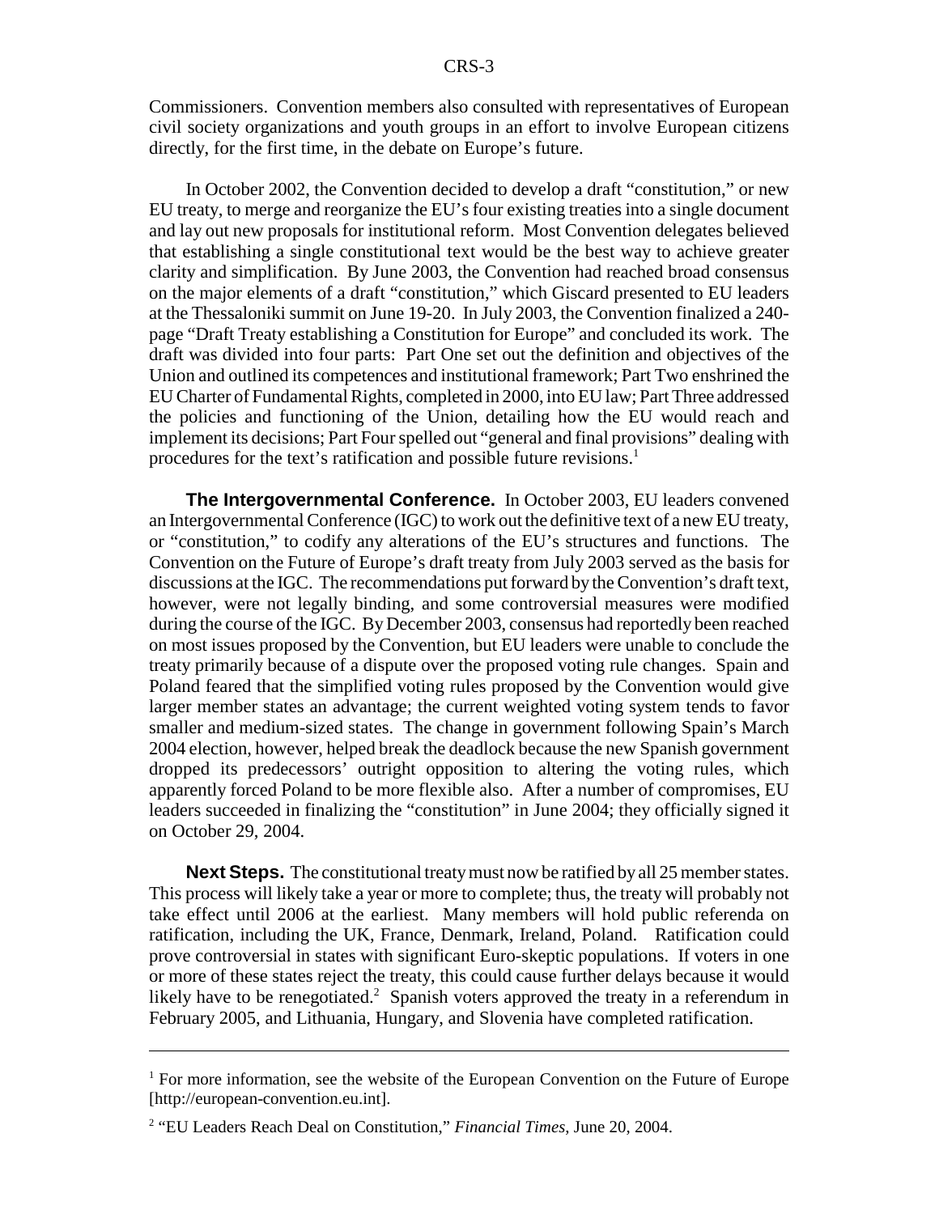Commissioners. Convention members also consulted with representatives of European civil society organizations and youth groups in an effort to involve European citizens directly, for the first time, in the debate on Europe's future.

In October 2002, the Convention decided to develop a draft "constitution," or new EU treaty, to merge and reorganize the EU's four existing treaties into a single document and lay out new proposals for institutional reform. Most Convention delegates believed that establishing a single constitutional text would be the best way to achieve greater clarity and simplification. By June 2003, the Convention had reached broad consensus on the major elements of a draft "constitution," which Giscard presented to EU leaders at the Thessaloniki summit on June 19-20. In July 2003, the Convention finalized a 240-page "Draft Treaty establishing a Constitution for Europe" and concluded its work. The draft was divided into four parts: Part One set out the definition and objectives of the Union and outlined its competences and institutional framework; Part Two enshrined the EU Charter of Fundamental Rights, completed in 2000, into EU law; Part Three addressed the policies and functioning of the Union, detailing how the EU would reach and implement its decisions; Part Four spelled out "general and final provisions" dealing with procedures for the text's ratification and possible future revisions.[1]

**The Intergovernmental Conference.** In October 2003, EU leaders convened an Intergovernmental Conference (IGC) to work out the definitive text of a new EU treaty, or "constitution," to codify any alterations of the EU's structures and functions. The Convention on the Future of Europe's draft treaty from July 2003 served as the basis for discussions at the IGC. The recommendations put forward by the Convention's draft text, however, were not legally binding, and some controversial measures were modified during the course of the IGC. By December 2003, consensus had reportedly been reached on most issues proposed by the Convention, but EU leaders were unable to conclude the treaty primarily because of a dispute over the proposed voting rule changes. Spain and Poland feared that the simplified voting rules proposed by the Convention would give larger member states an advantage; the current weighted voting system tends to favor smaller and medium-sized states. The change in government following Spain's March 2004 election, however, helped break the deadlock because the new Spanish government dropped its predecessors' outright opposition to altering the voting rules, which apparently forced Poland to be more flexible also. After a number of compromises, EU leaders succeeded in finalizing the "constitution" in June 2004; they officially signed it on October 29, 2004.

**Next Steps.** The constitutional treaty must now be ratified by all 25 member states. This process will likely take a year or more to complete; thus, the treaty will probably not take effect until 2006 at the earliest. Many members will hold public referenda on ratification, including the UK, France, Denmark, Ireland, Poland. Ratification could prove controversial in states with significant Euro-skeptic populations. If voters in one or more of these states reject the treaty, this could cause further delays because it would likely have to be renegotiated.[2] Spanish voters approved the treaty in a referendum in February 2005, and Lithuania, Hungary, and Slovenia have completed ratification.

---

[1] For more information, see the website of the European Convention on the Future of Europe [http://european-convention.eu.int].

[2] "EU Leaders Reach Deal on Constitution," *Financial Times*, June 20, 2004.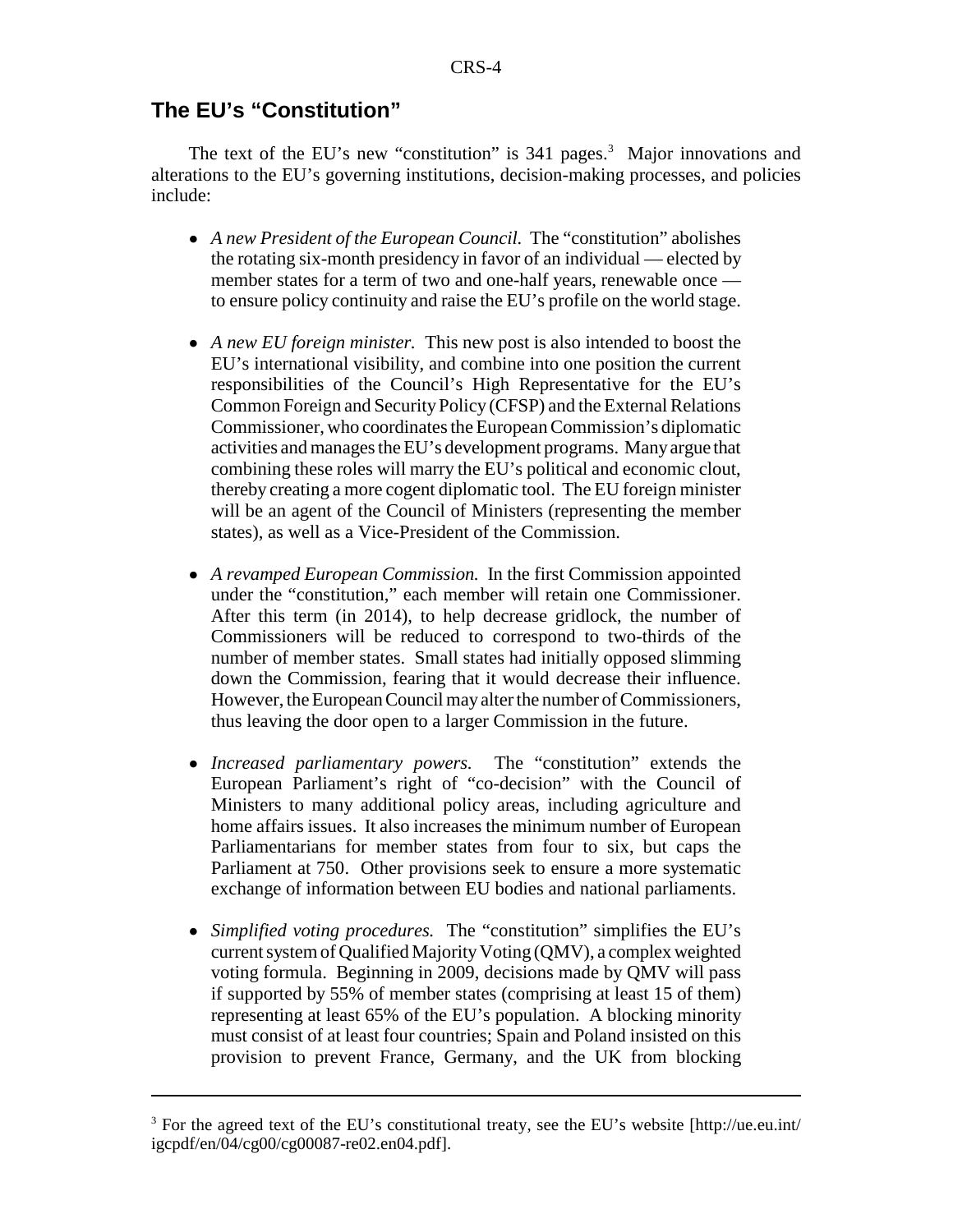## The EU's "Constitution"

The text of the EU's new "constitution" is 341 pages.[3] Major innovations and alterations to the EU's governing institutions, decision-making processes, and policies include:

- *A new President of the European Council.* The "constitution" abolishes the rotating six-month presidency in favor of an individual — elected by member states for a term of two and one-half years, renewable once — to ensure policy continuity and raise the EU's profile on the world stage.

- *A new EU foreign minister.* This new post is also intended to boost the EU's international visibility, and combine into one position the current responsibilities of the Council's High Representative for the EU's Common Foreign and Security Policy (CFSP) and the External Relations Commissioner, who coordinates the European Commission's diplomatic activities and manages the EU's development programs. Many argue that combining these roles will marry the EU's political and economic clout, thereby creating a more cogent diplomatic tool. The EU foreign minister will be an agent of the Council of Ministers (representing the member states), as well as a Vice-President of the Commission.

- *A revamped European Commission.* In the first Commission appointed under the "constitution," each member will retain one Commissioner. After this term (in 2014), to help decrease gridlock, the number of Commissioners will be reduced to correspond to two-thirds of the number of member states. Small states had initially opposed slimming down the Commission, fearing that it would decrease their influence. However, the European Council may alter the number of Commissioners, thus leaving the door open to a larger Commission in the future.

- *Increased parliamentary powers.* The "constitution" extends the European Parliament's right of "co-decision" with the Council of Ministers to many additional policy areas, including agriculture and home affairs issues. It also increases the minimum number of European Parliamentarians for member states from four to six, but caps the Parliament at 750. Other provisions seek to ensure a more systematic exchange of information between EU bodies and national parliaments.

- *Simplified voting procedures.* The "constitution" simplifies the EU's current system of Qualified Majority Voting (QMV), a complex weighted voting formula. Beginning in 2009, decisions made by QMV will pass if supported by 55% of member states (comprising at least 15 of them) representing at least 65% of the EU's population. A blocking minority must consist of at least four countries; Spain and Poland insisted on this provision to prevent France, Germany, and the UK from blocking

---

[3] For the agreed text of the EU's constitutional treaty, see the EU's website [http://ue.eu.int/igcpdf/en/04/cg00/cg00087-re02.en04.pdf].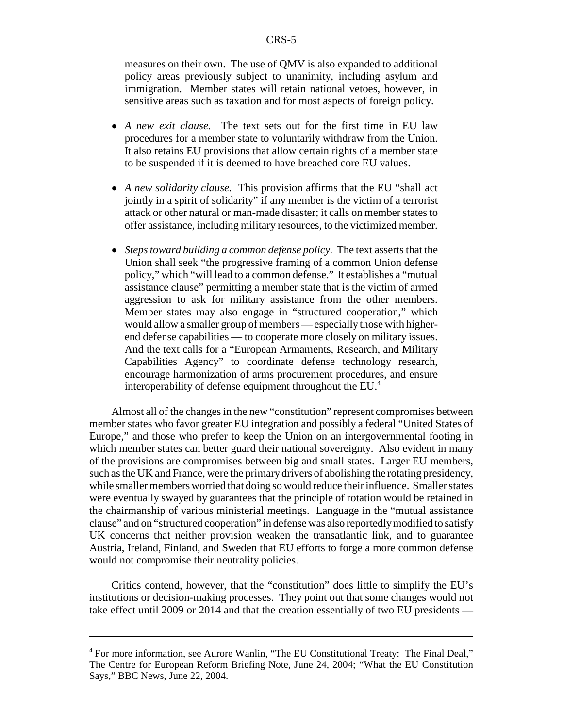measures on their own. The use of QMV is also expanded to additional policy areas previously subject to unanimity, including asylum and immigration. Member states will retain national vetoes, however, in sensitive areas such as taxation and for most aspects of foreign policy.

- *A new exit clause.* The text sets out for the first time in EU law procedures for a member state to voluntarily withdraw from the Union. It also retains EU provisions that allow certain rights of a member state to be suspended if it is deemed to have breached core EU values.

- *A new solidarity clause.* This provision affirms that the EU "shall act jointly in a spirit of solidarity" if any member is the victim of a terrorist attack or other natural or man-made disaster; it calls on member states to offer assistance, including military resources, to the victimized member.

- *Steps toward building a common defense policy.* The text asserts that the Union shall seek "the progressive framing of a common Union defense policy," which "will lead to a common defense." It establishes a "mutual assistance clause" permitting a member state that is the victim of armed aggression to ask for military assistance from the other members. Member states may also engage in "structured cooperation," which would allow a smaller group of members — especially those with higher-end defense capabilities — to cooperate more closely on military issues. And the text calls for a "European Armaments, Research, and Military Capabilities Agency" to coordinate defense technology research, encourage harmonization of arms procurement procedures, and ensure interoperability of defense equipment throughout the EU.[4]

Almost all of the changes in the new "constitution" represent compromises between member states who favor greater EU integration and possibly a federal "United States of Europe," and those who prefer to keep the Union on an intergovernmental footing in which member states can better guard their national sovereignty. Also evident in many of the provisions are compromises between big and small states. Larger EU members, such as the UK and France, were the primary drivers of abolishing the rotating presidency, while smaller members worried that doing so would reduce their influence. Smaller states were eventually swayed by guarantees that the principle of rotation would be retained in the chairmanship of various ministerial meetings. Language in the "mutual assistance clause" and on "structured cooperation" in defense was also reportedly modified to satisfy UK concerns that neither provision weaken the transatlantic link, and to guarantee Austria, Ireland, Finland, and Sweden that EU efforts to forge a more common defense would not compromise their neutrality policies.

Critics contend, however, that the "constitution" does little to simplify the EU's institutions or decision-making processes. They point out that some changes would not take effect until 2009 or 2014 and that the creation essentially of two EU presidents —

[4] For more information, see Aurore Wanlin, "The EU Constitutional Treaty: The Final Deal," The Centre for European Reform Briefing Note, June 24, 2004; "What the EU Constitution Says," BBC News, June 22, 2004.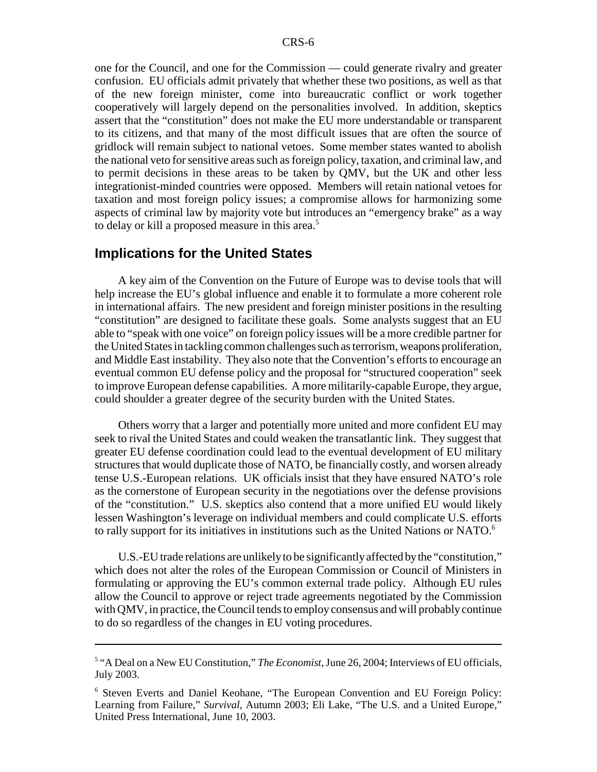one for the Council, and one for the Commission — could generate rivalry and greater confusion. EU officials admit privately that whether these two positions, as well as that of the new foreign minister, come into bureaucratic conflict or work together cooperatively will largely depend on the personalities involved. In addition, skeptics assert that the "constitution" does not make the EU more understandable or transparent to its citizens, and that many of the most difficult issues that are often the source of gridlock will remain subject to national vetoes. Some member states wanted to abolish the national veto for sensitive areas such as foreign policy, taxation, and criminal law, and to permit decisions in these areas to be taken by QMV, but the UK and other less integrationist-minded countries were opposed. Members will retain national vetoes for taxation and most foreign policy issues; a compromise allows for harmonizing some aspects of criminal law by majority vote but introduces an "emergency brake" as a way to delay or kill a proposed measure in this area.[5]

## Implications for the United States

A key aim of the Convention on the Future of Europe was to devise tools that will help increase the EU's global influence and enable it to formulate a more coherent role in international affairs. The new president and foreign minister positions in the resulting "constitution" are designed to facilitate these goals. Some analysts suggest that an EU able to "speak with one voice" on foreign policy issues will be a more credible partner for the United States in tackling common challenges such as terrorism, weapons proliferation, and Middle East instability. They also note that the Convention's efforts to encourage an eventual common EU defense policy and the proposal for "structured cooperation" seek to improve European defense capabilities. A more militarily-capable Europe, they argue, could shoulder a greater degree of the security burden with the United States.

Others worry that a larger and potentially more united and more confident EU may seek to rival the United States and could weaken the transatlantic link. They suggest that greater EU defense coordination could lead to the eventual development of EU military structures that would duplicate those of NATO, be financially costly, and worsen already tense U.S.-European relations. UK officials insist that they have ensured NATO's role as the cornerstone of European security in the negotiations over the defense provisions of the "constitution." U.S. skeptics also contend that a more unified EU would likely lessen Washington's leverage on individual members and could complicate U.S. efforts to rally support for its initiatives in institutions such as the United Nations or NATO.[6]

U.S.-EU trade relations are unlikely to be significantly affected by the "constitution," which does not alter the roles of the European Commission or Council of Ministers in formulating or approving the EU's common external trade policy. Although EU rules allow the Council to approve or reject trade agreements negotiated by the Commission with QMV, in practice, the Council tends to employ consensus and will probably continue to do so regardless of the changes in EU voting procedures.

---

[5] "A Deal on a New EU Constitution," *The Economist*, June 26, 2004; Interviews of EU officials, July 2003.

[6] Steven Everts and Daniel Keohane, "The European Convention and EU Foreign Policy: Learning from Failure," *Survival*, Autumn 2003; Eli Lake, "The U.S. and a United Europe," United Press International, June 10, 2003.